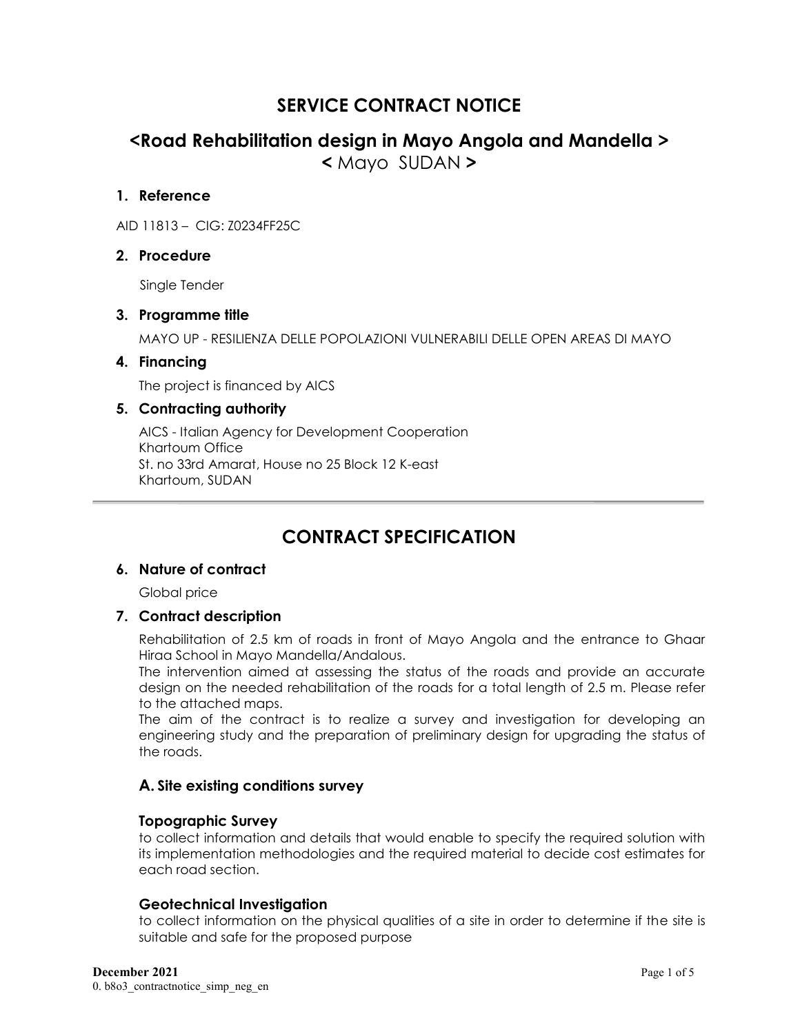# SERVICE CONTRACT NOTICE

## <Road Rehabilitation design in Mayo Angola and Mandella >

< Mayo SUDAN >

### 1. Reference

AID 11813 – CIG: Z0234FF25C

### 2. Procedure

Single Tender

### 3. Programme title

MAYO UP - RESILIENZA DELLE POPOLAZIONI VULNERABILI DELLE OPEN AREAS DI MAYO

### 4. Financing

The project is financed by AICS

### 5. Contracting authority

AICS - Italian Agency for Development Cooperation
Khartoum Office
St. no 33rd Amarat, House no 25 Block 12 K-east
Khartoum, SUDAN

---

# CONTRACT SPECIFICATION

### 6. Nature of contract

Global price

### 7. Contract description

Rehabilitation of 2.5 km of roads in front of Mayo Angola and the entrance to Ghaar Hiraa School in Mayo Mandella/Andalous.
The intervention aimed at assessing the status of the roads and provide an accurate design on the needed rehabilitation of the roads for a total length of 2.5 m. Please refer to the attached maps.
The aim of the contract is to realize a survey and investigation for developing an engineering study and the preparation of preliminary design for upgrading the status of the roads.

#### A. Site existing conditions survey

**Topographic Survey**
to collect information and details that would enable to specify the required solution with its implementation methodologies and the required material to decide cost estimates for each road section.

**Geotechnical Investigation**
to collect information on the physical qualities of a site in order to determine if the site is suitable and safe for the proposed purpose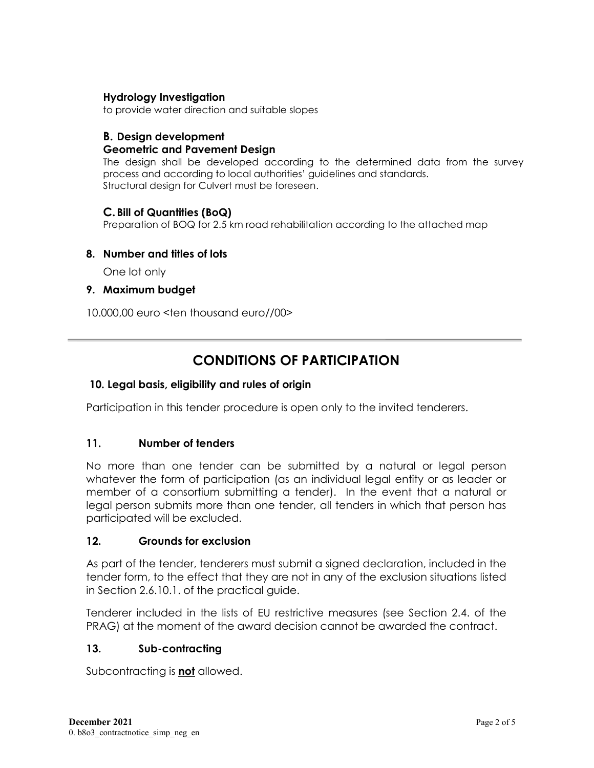**Hydrology Investigation**

to provide water direction and suitable slopes

### B. Design development

**Geometric and Pavement Design**

The design shall be developed according to the determined data from the survey process and according to local authorities' guidelines and standards.
Structural design for Culvert must be foreseen.

### C. Bill of Quantities (BoQ)

Preparation of BOQ for 2.5 km road rehabilitation according to the attached map

### 8. Number and titles of lots

One lot only

### 9. Maximum budget

10.000,00 euro <ten thousand euro//00>

---

## CONDITIONS OF PARTICIPATION

### 10. Legal basis, eligibility and rules of origin

Participation in this tender procedure is open only to the invited tenderers.

### 11. Number of tenders

No more than one tender can be submitted by a natural or legal person whatever the form of participation (as an individual legal entity or as leader or member of a consortium submitting a tender). In the event that a natural or legal person submits more than one tender, all tenders in which that person has participated will be excluded.

### 12. Grounds for exclusion

As part of the tender, tenderers must submit a signed declaration, included in the tender form, to the effect that they are not in any of the exclusion situations listed in Section 2.6.10.1. of the practical guide.

Tenderer included in the lists of EU restrictive measures (see Section 2.4. of the PRAG) at the moment of the award decision cannot be awarded the contract.

### 13. Sub-contracting

Subcontracting is **<u>not</u>** allowed.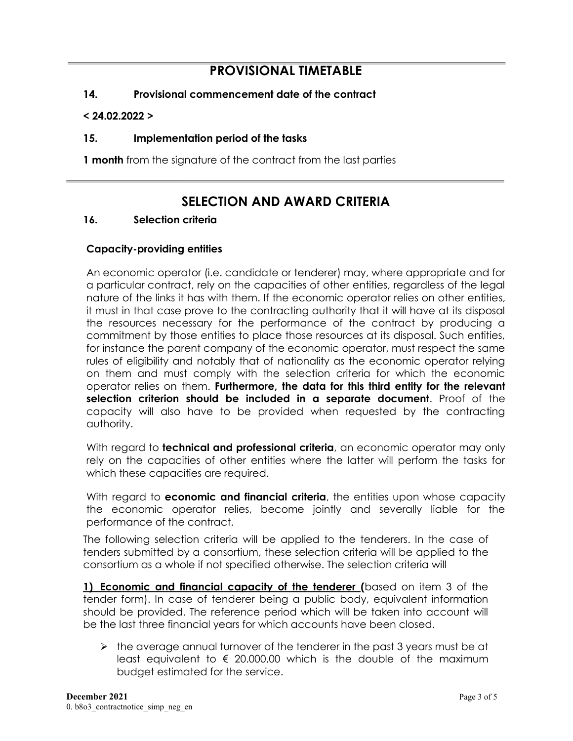## PROVISIONAL TIMETABLE

### 14. Provisional commencement date of the contract

**< 24.02.2022 >**

### 15. Implementation period of the tasks

**1 month** from the signature of the contract from the last parties

## SELECTION AND AWARD CRITERIA

### 16. Selection criteria

**Capacity-providing entities**

An economic operator (i.e. candidate or tenderer) may, where appropriate and for a particular contract, rely on the capacities of other entities, regardless of the legal nature of the links it has with them. If the economic operator relies on other entities, it must in that case prove to the contracting authority that it will have at its disposal the resources necessary for the performance of the contract by producing a commitment by those entities to place those resources at its disposal. Such entities, for instance the parent company of the economic operator, must respect the same rules of eligibility and notably that of nationality as the economic operator relying on them and must comply with the selection criteria for which the economic operator relies on them. **Furthermore, the data for this third entity for the relevant selection criterion should be included in a separate document**. Proof of the capacity will also have to be provided when requested by the contracting authority.

With regard to **technical and professional criteria**, an economic operator may only rely on the capacities of other entities where the latter will perform the tasks for which these capacities are required.

With regard to **economic and financial criteria**, the entities upon whose capacity the economic operator relies, become jointly and severally liable for the performance of the contract.

The following selection criteria will be applied to the tenderers. In the case of tenders submitted by a consortium, these selection criteria will be applied to the consortium as a whole if not specified otherwise. The selection criteria will

**1) Economic and financial capacity of the tenderer (**based on item 3 of the tender form). In case of tenderer being a public body, equivalent information should be provided. The reference period which will be taken into account will be the last three financial years for which accounts have been closed.

- the average annual turnover of the tenderer in the past 3 years must be at least equivalent to € 20.000,00 which is the double of the maximum budget estimated for the service.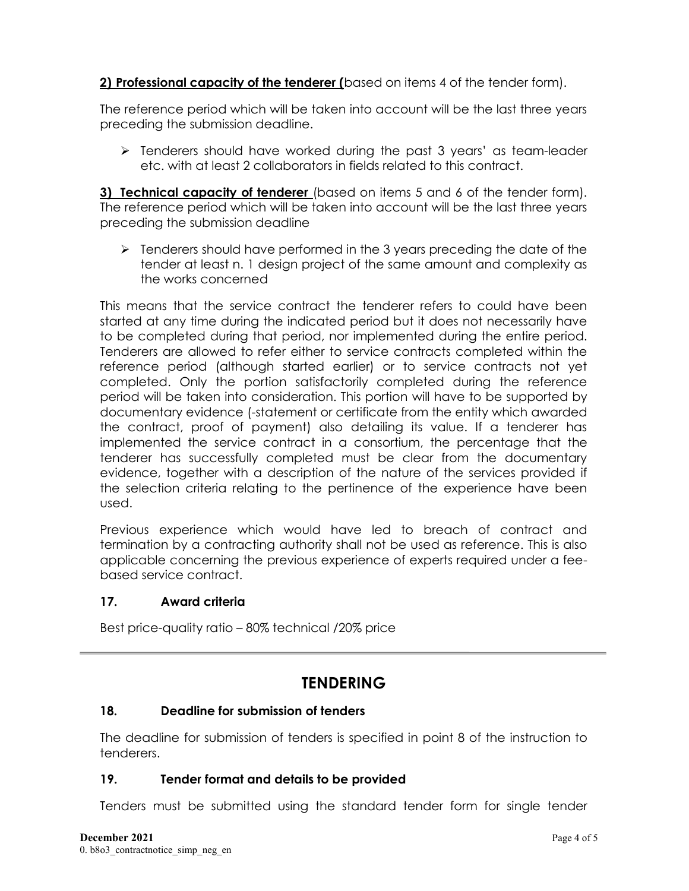**2) Professional capacity of the tenderer (**based on items 4 of the tender form).

The reference period which will be taken into account will be the last three years preceding the submission deadline.

- Tenderers should have worked during the past 3 years' as team-leader etc. with at least 2 collaborators in fields related to this contract.

**3) Technical capacity of tenderer** (based on items 5 and 6 of the tender form). The reference period which will be taken into account will be the last three years preceding the submission deadline

- Tenderers should have performed in the 3 years preceding the date of the tender at least n. 1 design project of the same amount and complexity as the works concerned

This means that the service contract the tenderer refers to could have been started at any time during the indicated period but it does not necessarily have to be completed during that period, nor implemented during the entire period. Tenderers are allowed to refer either to service contracts completed within the reference period (although started earlier) or to service contracts not yet completed. Only the portion satisfactorily completed during the reference period will be taken into consideration. This portion will have to be supported by documentary evidence (-statement or certificate from the entity which awarded the contract, proof of payment) also detailing its value. If a tenderer has implemented the service contract in a consortium, the percentage that the tenderer has successfully completed must be clear from the documentary evidence, together with a description of the nature of the services provided if the selection criteria relating to the pertinence of the experience have been used.

Previous experience which would have led to breach of contract and termination by a contracting authority shall not be used as reference. This is also applicable concerning the previous experience of experts required under a fee-based service contract.

### 17. Award criteria

Best price-quality ratio – 80% technical /20% price

---

## TENDERING

### 18. Deadline for submission of tenders

The deadline for submission of tenders is specified in point 8 of the instruction to tenderers.

### 19. Tender format and details to be provided

Tenders must be submitted using the standard tender form for single tender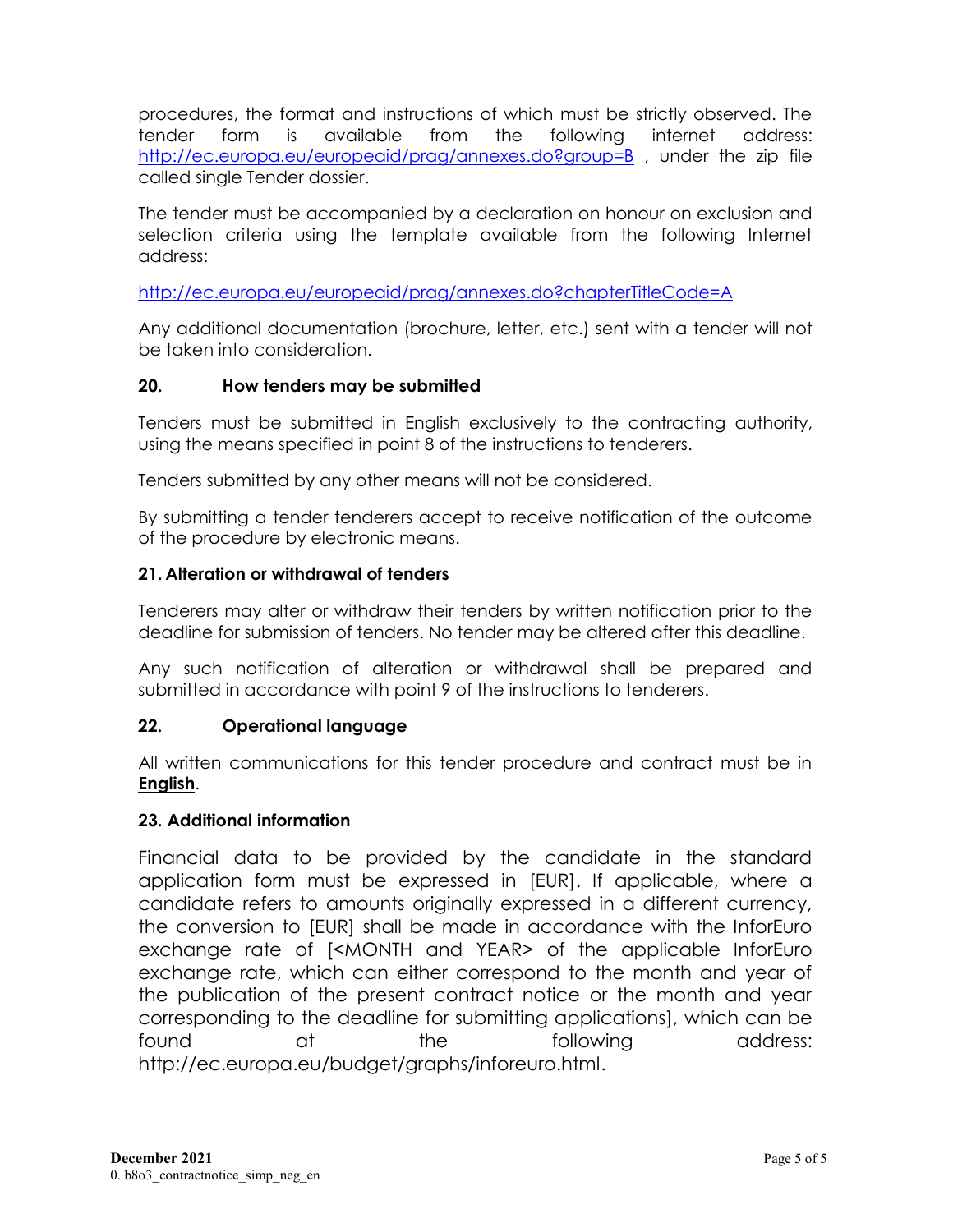procedures, the format and instructions of which must be strictly observed. The tender form is available from the following internet address: http://ec.europa.eu/europeaid/prag/annexes.do?group=B , under the zip file called single Tender dossier.

The tender must be accompanied by a declaration on honour on exclusion and selection criteria using the template available from the following Internet address:

http://ec.europa.eu/europeaid/prag/annexes.do?chapterTitleCode=A

Any additional documentation (brochure, letter, etc.) sent with a tender will not be taken into consideration.

**20. How tenders may be submitted**

Tenders must be submitted in English exclusively to the contracting authority, using the means specified in point 8 of the instructions to tenderers.

Tenders submitted by any other means will not be considered.

By submitting a tender tenderers accept to receive notification of the outcome of the procedure by electronic means.

**21. Alteration or withdrawal of tenders**

Tenderers may alter or withdraw their tenders by written notification prior to the deadline for submission of tenders. No tender may be altered after this deadline.

Any such notification of alteration or withdrawal shall be prepared and submitted in accordance with point 9 of the instructions to tenderers.

**22. Operational language**

All written communications for this tender procedure and contract must be in **English**.

**23. Additional information**

Financial data to be provided by the candidate in the standard application form must be expressed in [EUR]. If applicable, where a candidate refers to amounts originally expressed in a different currency, the conversion to [EUR] shall be made in accordance with the InforEuro exchange rate of [<MONTH and YEAR> of the applicable InforEuro exchange rate, which can either correspond to the month and year of the publication of the present contract notice or the month and year corresponding to the deadline for submitting applications], which can be found at the following address: http://ec.europa.eu/budget/graphs/inforeuro.html.